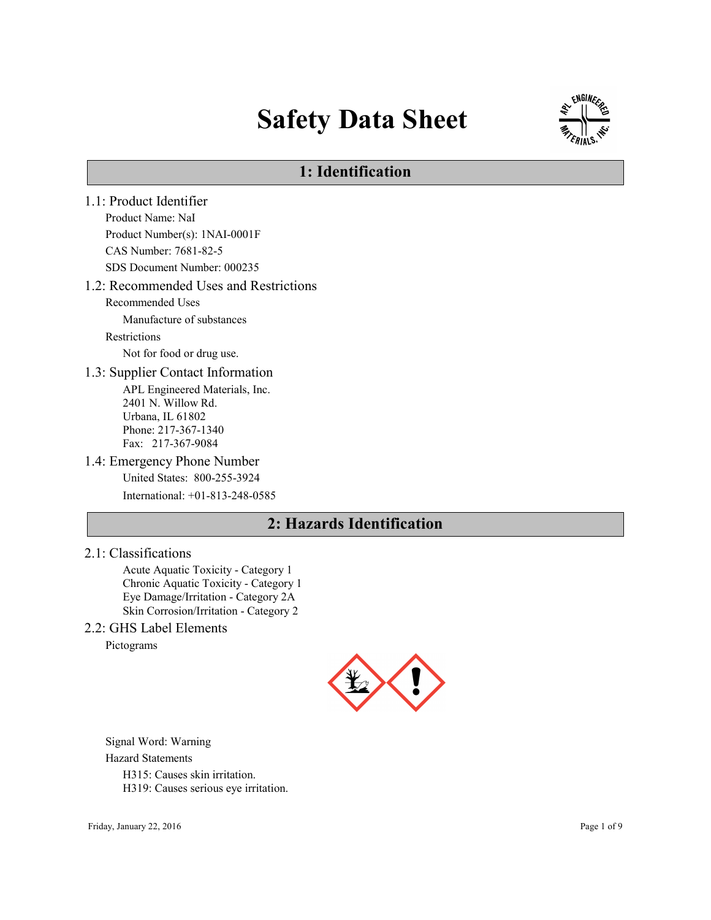# Safety Data Sheet

## 1: Identification

### 1.1: Product Identifier

Product Name: NaI

Product Number(s): 1NAI-0001F

CAS Number: 7681-82-5

SDS Document Number: 000235

### 1.2: Recommended Uses and Restrictions

Recommended Uses

Manufacture of substances

Restrictions

Not for food or drug use.

### 1.3: Supplier Contact Information

APL Engineered Materials, Inc.
2401 N. Willow Rd.
Urbana, IL 61802
Phone: 217-367-1340
Fax: 217-367-9084

### 1.4: Emergency Phone Number

United States: 800-255-3924

International: +01-813-248-0585

## 2: Hazards Identification

### 2.1: Classifications

Acute Aquatic Toxicity - Category 1
Chronic Aquatic Toxicity - Category 1
Eye Damage/Irritation - Category 2A
Skin Corrosion/Irritation - Category 2

### 2.2: GHS Label Elements

Pictograms

Signal Word: Warning

Hazard Statements

H315: Causes skin irritation.
H319: Causes serious eye irritation.

Friday, January 22, 2016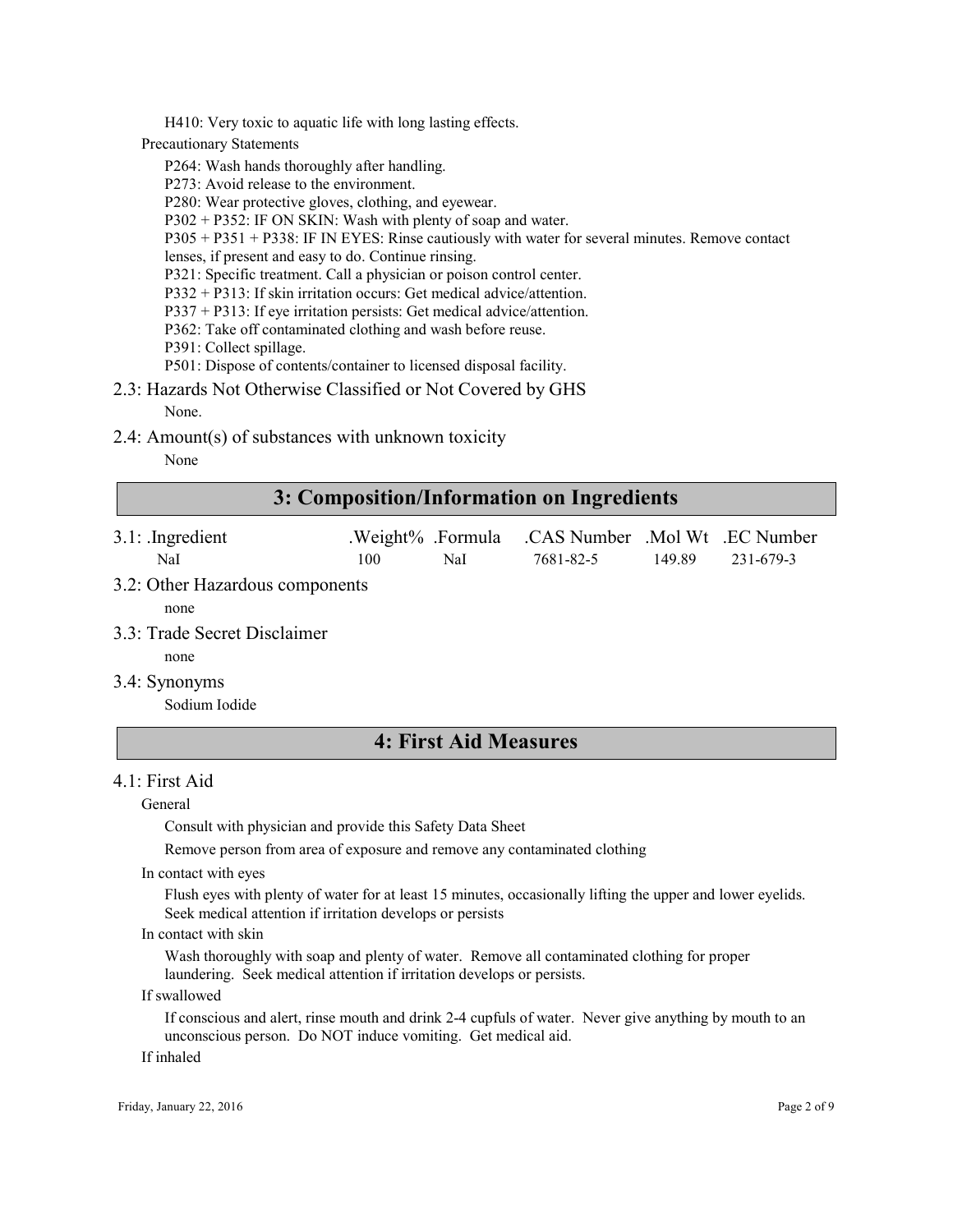H410: Very toxic to aquatic life with long lasting effects.

Precautionary Statements

P264: Wash hands thoroughly after handling.
P273: Avoid release to the environment.
P280: Wear protective gloves, clothing, and eyewear.
P302 + P352: IF ON SKIN: Wash with plenty of soap and water.
P305 + P351 + P338: IF IN EYES: Rinse cautiously with water for several minutes. Remove contact lenses, if present and easy to do. Continue rinsing.
P321: Specific treatment. Call a physician or poison control center.
P332 + P313: If skin irritation occurs: Get medical advice/attention.
P337 + P313: If eye irritation persists: Get medical advice/attention.
P362: Take off contaminated clothing and wash before reuse.
P391: Collect spillage.
P501: Dispose of contents/container to licensed disposal facility.

### 2.3: Hazards Not Otherwise Classified or Not Covered by GHS

None.

### 2.4: Amount(s) of substances with unknown toxicity

None

## 3: Composition/Information on Ingredients

| 3.1: .Ingredient | .Weight% | .Formula | .CAS Number | .Mol Wt | .EC Number |
|---|---|---|---|---|---|
| NaI | 100 | NaI | 7681-82-5 | 149.89 | 231-679-3 |

### 3.2: Other Hazardous components

none

### 3.3: Trade Secret Disclaimer

none

### 3.4: Synonyms

Sodium Iodide

## 4: First Aid Measures

### 4.1: First Aid

General

Consult with physician and provide this Safety Data Sheet

Remove person from area of exposure and remove any contaminated clothing

In contact with eyes

Flush eyes with plenty of water for at least 15 minutes, occasionally lifting the upper and lower eyelids. Seek medical attention if irritation develops or persists

In contact with skin

Wash thoroughly with soap and plenty of water. Remove all contaminated clothing for proper laundering. Seek medical attention if irritation develops or persists.

If swallowed

If conscious and alert, rinse mouth and drink 2-4 cupfuls of water. Never give anything by mouth to an unconscious person. Do NOT induce vomiting. Get medical aid.

If inhaled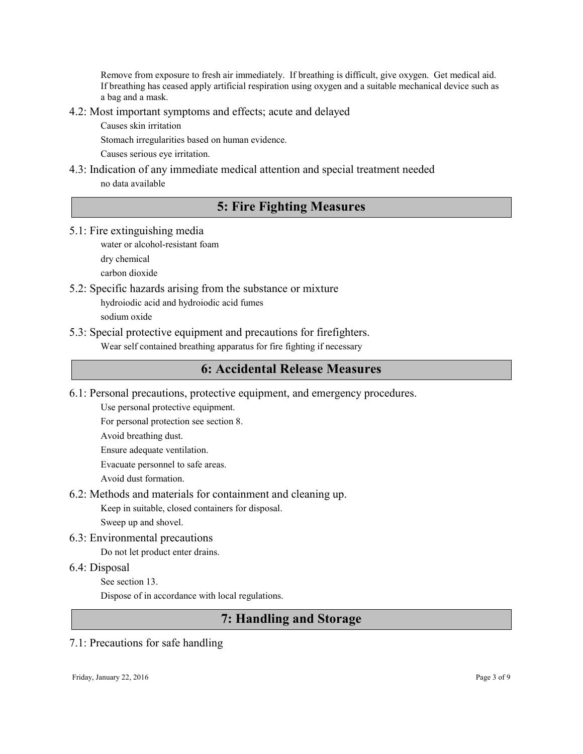Remove from exposure to fresh air immediately. If breathing is difficult, give oxygen. Get medical aid. If breathing has ceased apply artificial respiration using oxygen and a suitable mechanical device such as a bag and a mask.

### 4.2: Most important symptoms and effects; acute and delayed

Causes skin irritation

Stomach irregularities based on human evidence.

Causes serious eye irritation.

### 4.3: Indication of any immediate medical attention and special treatment needed

no data available

## 5: Fire Fighting Measures

### 5.1: Fire extinguishing media

water or alcohol-resistant foam

dry chemical

carbon dioxide

### 5.2: Specific hazards arising from the substance or mixture

hydroiodic acid and hydroiodic acid fumes

sodium oxide

### 5.3: Special protective equipment and precautions for firefighters.

Wear self contained breathing apparatus for fire fighting if necessary

## 6: Accidental Release Measures

### 6.1: Personal precautions, protective equipment, and emergency procedures.

Use personal protective equipment.

For personal protection see section 8.

Avoid breathing dust.

Ensure adequate ventilation.

Evacuate personnel to safe areas.

Avoid dust formation.

### 6.2: Methods and materials for containment and cleaning up.

Keep in suitable, closed containers for disposal.

Sweep up and shovel.

### 6.3: Environmental precautions

Do not let product enter drains.

### 6.4: Disposal

See section 13.

Dispose of in accordance with local regulations.

## 7: Handling and Storage

### 7.1: Precautions for safe handling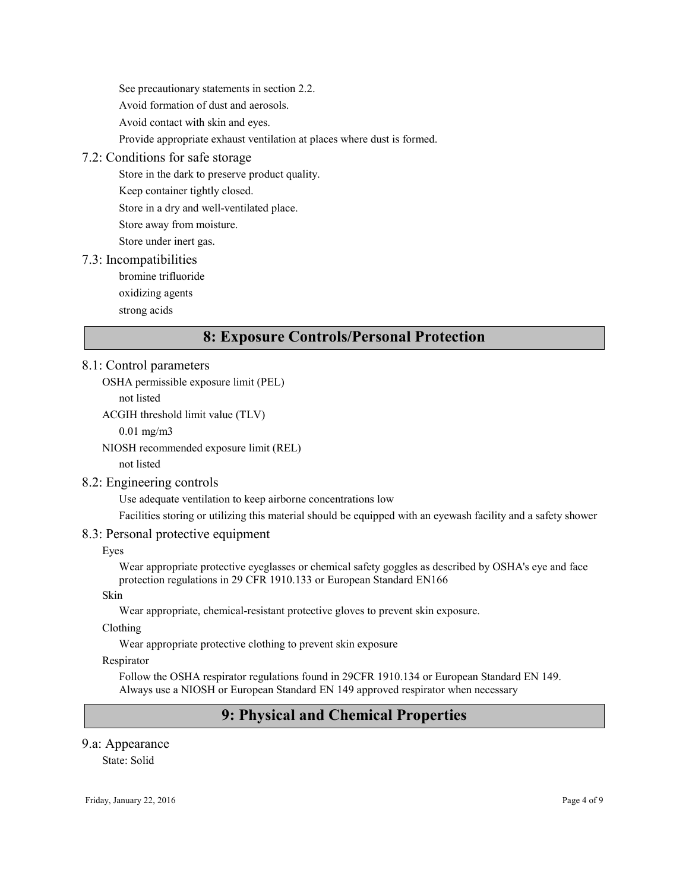See precautionary statements in section 2.2.

Avoid formation of dust and aerosols.

Avoid contact with skin and eyes.

Provide appropriate exhaust ventilation at places where dust is formed.

### 7.2: Conditions for safe storage

Store in the dark to preserve product quality.

Keep container tightly closed.

Store in a dry and well-ventilated place.

Store away from moisture.

Store under inert gas.

### 7.3: Incompatibilities

bromine trifluoride

oxidizing agents

strong acids

## 8: Exposure Controls/Personal Protection

### 8.1: Control parameters

OSHA permissible exposure limit (PEL)

not listed

ACGIH threshold limit value (TLV)

0.01 mg/m3

NIOSH recommended exposure limit (REL)

not listed

### 8.2: Engineering controls

Use adequate ventilation to keep airborne concentrations low

Facilities storing or utilizing this material should be equipped with an eyewash facility and a safety shower

### 8.3: Personal protective equipment

Eyes

Wear appropriate protective eyeglasses or chemical safety goggles as described by OSHA's eye and face protection regulations in 29 CFR 1910.133 or European Standard EN166

Skin

Wear appropriate, chemical-resistant protective gloves to prevent skin exposure.

Clothing

Wear appropriate protective clothing to prevent skin exposure

Respirator

Follow the OSHA respirator regulations found in 29CFR 1910.134 or European Standard EN 149. Always use a NIOSH or European Standard EN 149 approved respirator when necessary

## 9: Physical and Chemical Properties

### 9.a: Appearance

State: Solid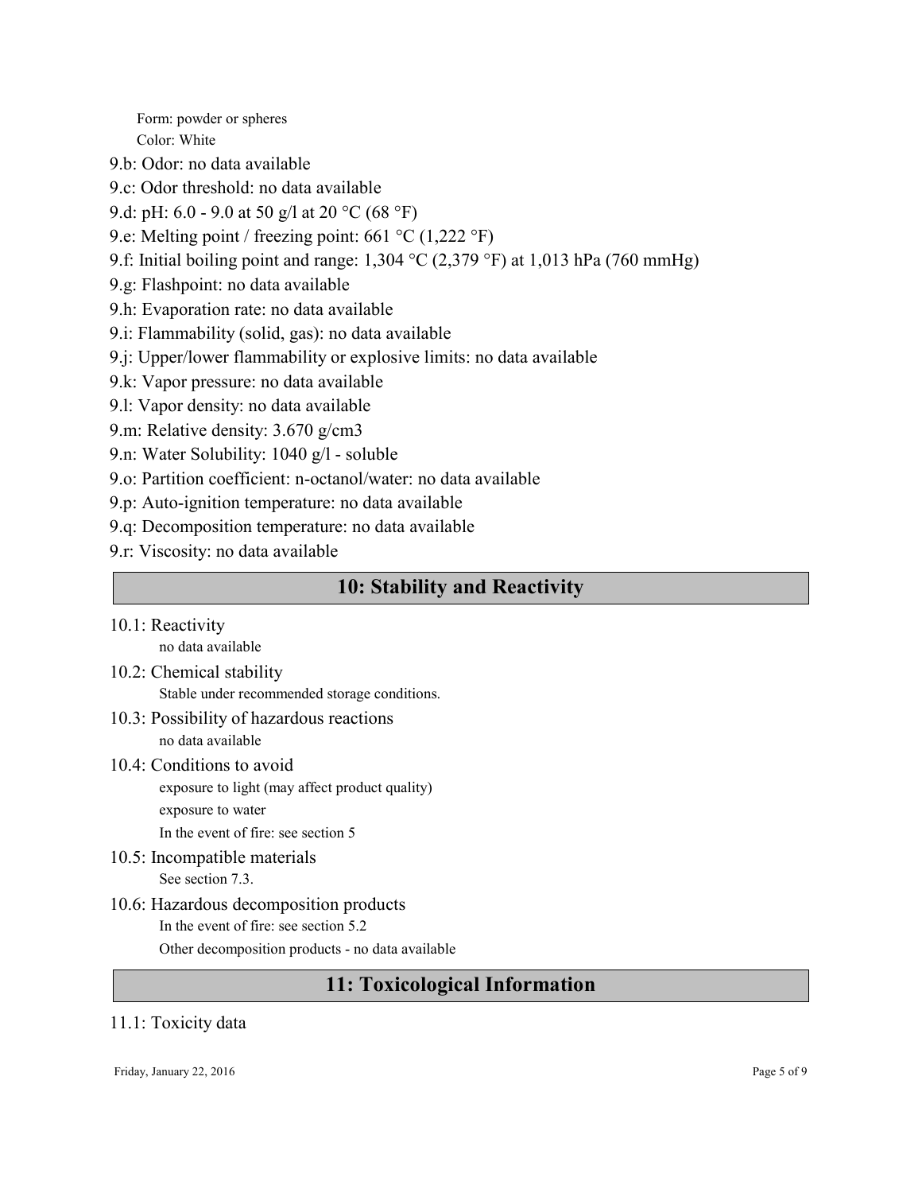Form: powder or spheres

Color: White

9.b: Odor: no data available

9.c: Odor threshold: no data available

9.d: pH: 6.0 - 9.0 at 50 g/l at 20 °C (68 °F)

9.e: Melting point / freezing point: 661 °C (1,222 °F)

9.f: Initial boiling point and range: 1,304 °C (2,379 °F) at 1,013 hPa (760 mmHg)

9.g: Flashpoint: no data available

9.h: Evaporation rate: no data available

9.i: Flammability (solid, gas): no data available

9.j: Upper/lower flammability or explosive limits: no data available

9.k: Vapor pressure: no data available

9.l: Vapor density: no data available

9.m: Relative density: 3.670 g/cm3

9.n: Water Solubility: 1040 g/l - soluble

9.o: Partition coefficient: n-octanol/water: no data available

9.p: Auto-ignition temperature: no data available

9.q: Decomposition temperature: no data available

9.r: Viscosity: no data available

## 10: Stability and Reactivity

10.1: Reactivity

no data available

10.2: Chemical stability

Stable under recommended storage conditions.

10.3: Possibility of hazardous reactions

no data available

10.4: Conditions to avoid

exposure to light (may affect product quality)

exposure to water

In the event of fire: see section 5

10.5: Incompatible materials

See section 7.3.

10.6: Hazardous decomposition products

In the event of fire: see section 5.2

Other decomposition products - no data available

## 11: Toxicological Information

11.1: Toxicity data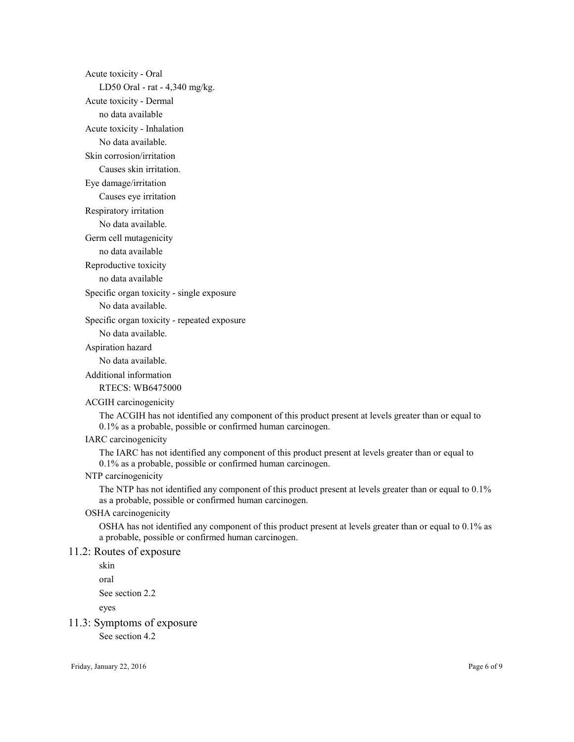Acute toxicity - Oral

LD50 Oral - rat - 4,340 mg/kg.

Acute toxicity - Dermal

no data available

Acute toxicity - Inhalation

No data available.

Skin corrosion/irritation

Causes skin irritation.

Eye damage/irritation

Causes eye irritation

Respiratory irritation

No data available.

Germ cell mutagenicity

no data available

Reproductive toxicity

no data available

Specific organ toxicity - single exposure

No data available.

Specific organ toxicity - repeated exposure

No data available.

Aspiration hazard

No data available.

Additional information

RTECS: WB6475000

ACGIH carcinogenicity

The ACGIH has not identified any component of this product present at levels greater than or equal to 0.1% as a probable, possible or confirmed human carcinogen.

IARC carcinogenicity

The IARC has not identified any component of this product present at levels greater than or equal to 0.1% as a probable, possible or confirmed human carcinogen.

NTP carcinogenicity

The NTP has not identified any component of this product present at levels greater than or equal to 0.1% as a probable, possible or confirmed human carcinogen.

OSHA carcinogenicity

OSHA has not identified any component of this product present at levels greater than or equal to 0.1% as a probable, possible or confirmed human carcinogen.

## 11.2: Routes of exposure

skin

oral

See section 2.2

eyes

## 11.3: Symptoms of exposure

See section 4.2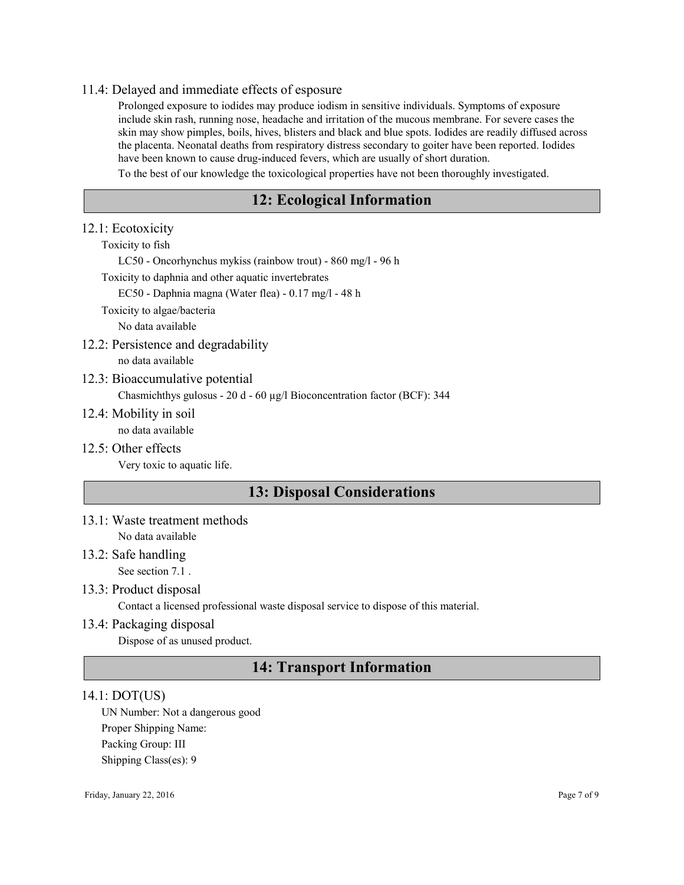### 11.4: Delayed and immediate effects of esposure

Prolonged exposure to iodides may produce iodism in sensitive individuals. Symptoms of exposure include skin rash, running nose, headache and irritation of the mucous membrane. For severe cases the skin may show pimples, boils, hives, blisters and black and blue spots. Iodides are readily diffused across the placenta. Neonatal deaths from respiratory distress secondary to goiter have been reported. Iodides have been known to cause drug-induced fevers, which are usually of short duration.

To the best of our knowledge the toxicological properties have not been thoroughly investigated.

## 12: Ecological Information

### 12.1: Ecotoxicity

Toxicity to fish

LC50 - Oncorhynchus mykiss (rainbow trout) - 860 mg/l - 96 h

Toxicity to daphnia and other aquatic invertebrates

EC50 - Daphnia magna (Water flea) - 0.17 mg/l - 48 h

Toxicity to algae/bacteria

No data available

### 12.2: Persistence and degradability

no data available

### 12.3: Bioaccumulative potential

Chasmichthys gulosus - 20 d - 60 µg/l Bioconcentration factor (BCF): 344

### 12.4: Mobility in soil

no data available

### 12.5: Other effects

Very toxic to aquatic life.

## 13: Disposal Considerations

### 13.1: Waste treatment methods

No data available

### 13.2: Safe handling

See section 7.1 .

### 13.3: Product disposal

Contact a licensed professional waste disposal service to dispose of this material.

### 13.4: Packaging disposal

Dispose of as unused product.

## 14: Transport Information

### 14.1: DOT(US)

UN Number: Not a dangerous good

Proper Shipping Name:

Packing Group: III

Shipping Class(es): 9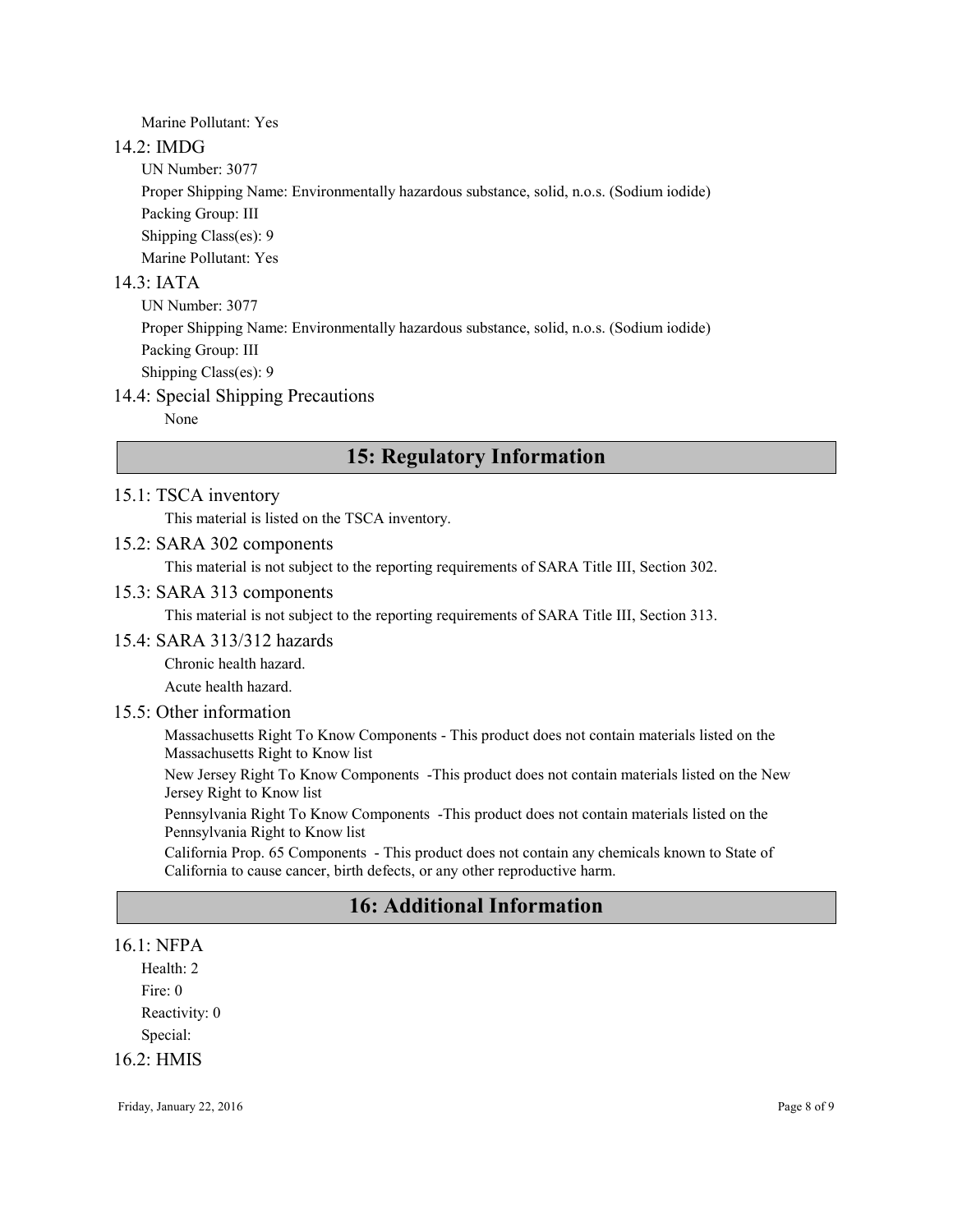Marine Pollutant: Yes

### 14.2: IMDG

UN Number: 3077

Proper Shipping Name: Environmentally hazardous substance, solid, n.o.s. (Sodium iodide)

Packing Group: III

Shipping Class(es): 9

Marine Pollutant: Yes

### 14.3: IATA

UN Number: 3077

Proper Shipping Name: Environmentally hazardous substance, solid, n.o.s. (Sodium iodide)

Packing Group: III

Shipping Class(es): 9

### 14.4: Special Shipping Precautions

None

## 15: Regulatory Information

### 15.1: TSCA inventory

This material is listed on the TSCA inventory.

### 15.2: SARA 302 components

This material is not subject to the reporting requirements of SARA Title III, Section 302.

### 15.3: SARA 313 components

This material is not subject to the reporting requirements of SARA Title III, Section 313.

### 15.4: SARA 313/312 hazards

Chronic health hazard.

Acute health hazard.

### 15.5: Other information

Massachusetts Right To Know Components - This product does not contain materials listed on the Massachusetts Right to Know list

New Jersey Right To Know Components -This product does not contain materials listed on the New Jersey Right to Know list

Pennsylvania Right To Know Components -This product does not contain materials listed on the Pennsylvania Right to Know list

California Prop. 65 Components - This product does not contain any chemicals known to State of California to cause cancer, birth defects, or any other reproductive harm.

## 16: Additional Information

### 16.1: NFPA

Health: 2

Fire: 0

Reactivity: 0

Special:

### 16.2: HMIS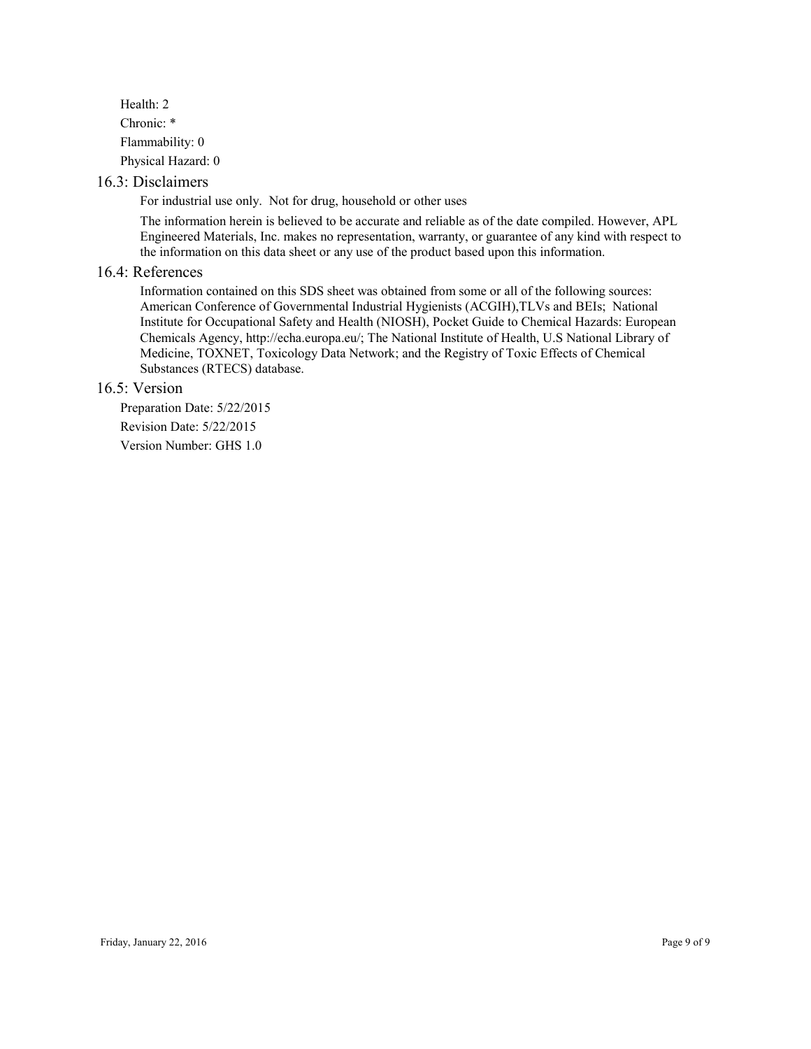Health: 2

Chronic: *

Flammability: 0

Physical Hazard: 0

## 16.3: Disclaimers

For industrial use only. Not for drug, household or other uses

The information herein is believed to be accurate and reliable as of the date compiled. However, APL Engineered Materials, Inc. makes no representation, warranty, or guarantee of any kind with respect to the information on this data sheet or any use of the product based upon this information.

## 16.4: References

Information contained on this SDS sheet was obtained from some or all of the following sources: American Conference of Governmental Industrial Hygienists (ACGIH),TLVs and BEIs; National Institute for Occupational Safety and Health (NIOSH), Pocket Guide to Chemical Hazards: European Chemicals Agency, http://echa.europa.eu/; The National Institute of Health, U.S National Library of Medicine, TOXNET, Toxicology Data Network; and the Registry of Toxic Effects of Chemical Substances (RTECS) database.

## 16.5: Version

Preparation Date: 5/22/2015

Revision Date: 5/22/2015

Version Number: GHS 1.0